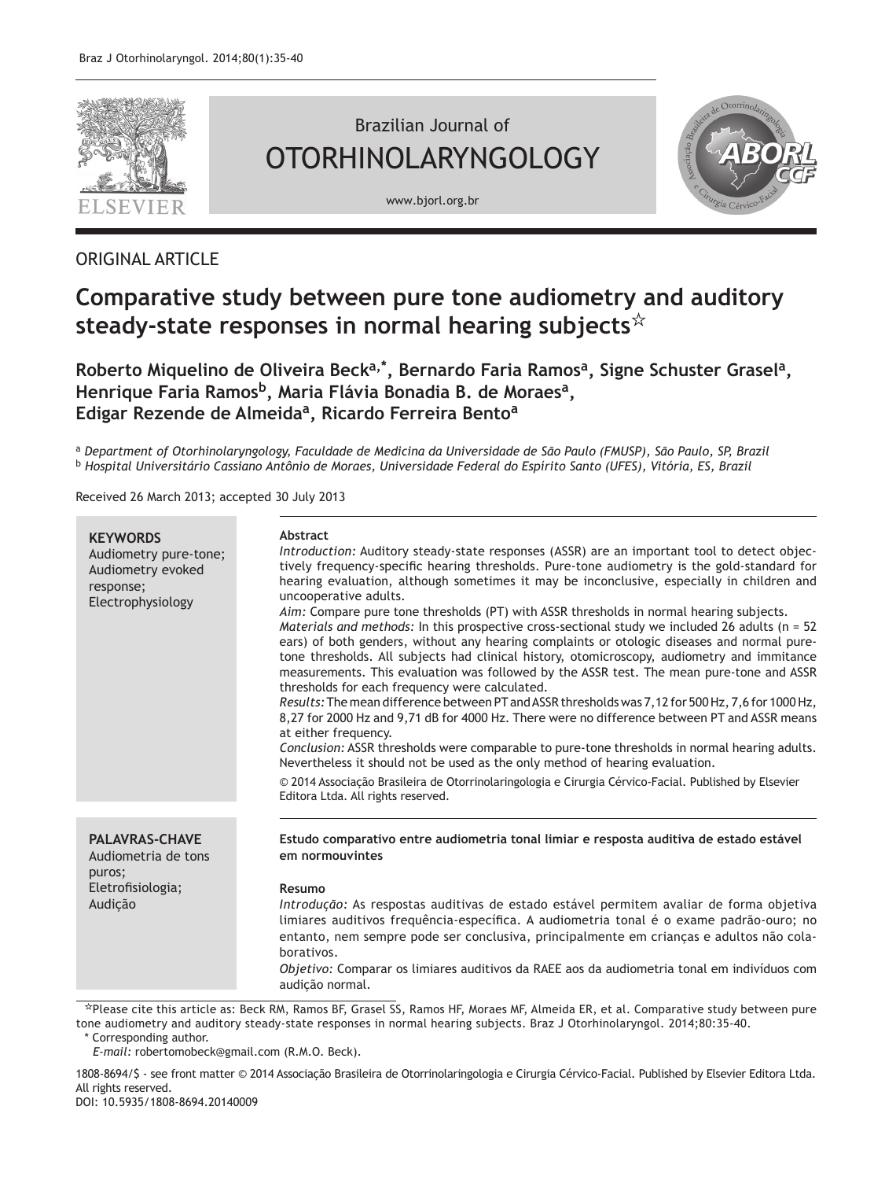Brazilian Journal of OTORHINOLARYNGOLOGY

www.bjorl.org.br

ORIGINAL ARTICLE

# Comparative study between pure tone audiometry and auditory steady-state responses in normal hearing subjects☆

**Roberto Miquelino de Oliveira Beck[a,*], Bernardo Faria Ramos[a], Signe Schuster Grasel[a], Henrique Faria Ramos[b], Maria Flávia Bonadia B. de Moraes[a], Edigar Rezende de Almeida[a], Ricardo Ferreira Bento[a]**

[a] *Department of Otorhinolaryngology, Faculdade de Medicina da Universidade de São Paulo (FMUSP), São Paulo, SP, Brazil*
[b] *Hospital Universitário Cassiano Antônio de Moraes, Universidade Federal do Espírito Santo (UFES), Vitória, ES, Brazil*

Received 26 March 2013; accepted 30 July 2013

**KEYWORDS**
Audiometry pure-tone;
Audiometry evoked response;
Electrophysiology

**Abstract**

*Introduction:* Auditory steady-state responses (ASSR) are an important tool to detect objectively frequency-specific hearing thresholds. Pure-tone audiometry is the gold-standard for hearing evaluation, although sometimes it may be inconclusive, especially in children and uncooperative adults.

*Aim:* Compare pure tone thresholds (PT) with ASSR thresholds in normal hearing subjects.

*Materials and methods:* In this prospective cross-sectional study we included 26 adults (n = 52 ears) of both genders, without any hearing complaints or otologic diseases and normal pure-tone thresholds. All subjects had clinical history, otomicroscopy, audiometry and immitance measurements. This evaluation was followed by the ASSR test. The mean pure-tone and ASSR thresholds for each frequency were calculated.

*Results:* The mean difference between PT and ASSR thresholds was 7,12 for 500 Hz, 7,6 for 1000 Hz, 8,27 for 2000 Hz and 9,71 dB for 4000 Hz. There were no difference between PT and ASSR means at either frequency.

*Conclusion:* ASSR thresholds were comparable to pure-tone thresholds in normal hearing adults. Nevertheless it should not be used as the only method of hearing evaluation.

© 2014 Associação Brasileira de Otorrinolaringologia e Cirurgia Cérvico-Facial. Published by Elsevier Editora Ltda. All rights reserved.

**PALAVRAS-CHAVE**
Audiometria de tons puros;
Eletrofisiologia;
Audição

**Estudo comparativo entre audiometria tonal limiar e resposta auditiva de estado estável em normouvintes**

**Resumo**

*Introdução:* As respostas auditivas de estado estável permitem avaliar de forma objetiva limiares auditivos frequência-específica. A audiometria tonal é o exame padrão-ouro; no entanto, nem sempre pode ser conclusiva, principalmente em crianças e adultos não colaborativos.

*Objetivo:* Comparar os limiares auditivos da RAEE aos da audiometria tonal em indivíduos com audição normal.

☆Please cite this article as: Beck RM, Ramos BF, Grasel SS, Ramos HF, Moraes MF, Almeida ER, et al. Comparative study between pure tone audiometry and auditory steady-state responses in normal hearing subjects. Braz J Otorhinolaryngol. 2014;80:35-40.

\* Corresponding author.
*E-mail:* robertomobeck@gmail.com (R.M.O. Beck).

1808-8694/$ - see front matter © 2014 Associação Brasileira de Otorrinolaringologia e Cirurgia Cérvico-Facial. Published by Elsevier Editora Ltda. All rights reserved.
DOI: 10.5935/1808-8694.20140009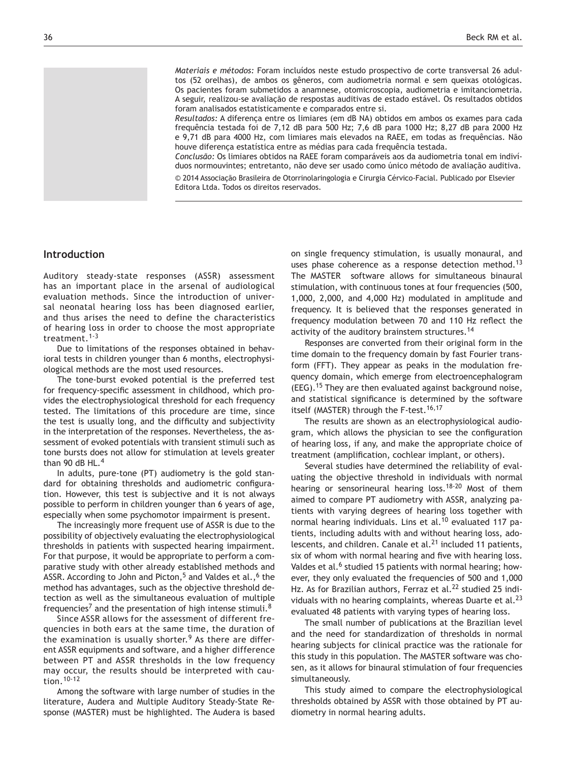*Materiais e métodos:* Foram incluídos neste estudo prospectivo de corte transversal 26 adultos (52 orelhas), de ambos os gêneros, com audiometria normal e sem queixas otológicas. Os pacientes foram submetidos a anamnese, otomicroscopia, audiometria e imitanciometria. A seguir, realizou-se avaliação de respostas auditivas de estado estável. Os resultados obtidos foram analisados estatisticamente e comparados entre si.

*Resultados:* A diferença entre os limiares (em dB NA) obtidos em ambos os exames para cada frequência testada foi de 7,12 dB para 500 Hz; 7,6 dB para 1000 Hz; 8,27 dB para 2000 Hz e 9,71 dB para 4000 Hz, com limiares mais elevados na RAEE, em todas as frequências. Não houve diferença estatística entre as médias para cada frequência testada.

*Conclusão:* Os limiares obtidos na RAEE foram comparáveis aos da audiometria tonal em indivíduos normouvintes; entretanto, não deve ser usado como único método de avaliação auditiva.

© 2014 Associação Brasileira de Otorrinolaringologia e Cirurgia Cérvico-Facial. Publicado por Elsevier Editora Ltda. Todos os direitos reservados.

## Introduction

Auditory steady-state responses (ASSR) assessment has an important place in the arsenal of audiological evaluation methods. Since the introduction of universal neonatal hearing loss has been diagnosed earlier, and thus arises the need to define the characteristics of hearing loss in order to choose the most appropriate treatment.[1-3]

Due to limitations of the responses obtained in behavioral tests in children younger than 6 months, electrophysiological methods are the most used resources.

The tone-burst evoked potential is the preferred test for frequency-specific assessment in childhood, which provides the electrophysiological threshold for each frequency tested. The limitations of this procedure are time, since the test is usually long, and the difficulty and subjectivity in the interpretation of the responses. Nevertheless, the assessment of evoked potentials with transient stimuli such as tone bursts does not allow for stimulation at levels greater than 90 dB HL.[4]

In adults, pure-tone (PT) audiometry is the gold standard for obtaining thresholds and audiometric configuration. However, this test is subjective and it is not always possible to perform in children younger than 6 years of age, especially when some psychomotor impairment is present.

The increasingly more frequent use of ASSR is due to the possibility of objectively evaluating the electrophysiological thresholds in patients with suspected hearing impairment. For that purpose, it would be appropriate to perform a comparative study with other already established methods and ASSR. According to John and Picton,[5] and Valdes et al.,[6] the method has advantages, such as the objective threshold detection as well as the simultaneous evaluation of multiple frequencies[7] and the presentation of high intense stimuli.[8]

Since ASSR allows for the assessment of different frequencies in both ears at the same time, the duration of the examination is usually shorter.[9] As there are different ASSR equipments and software, and a higher difference between PT and ASSR thresholds in the low frequency may occur, the results should be interpreted with caution.[10-12]

Among the software with large number of studies in the literature, Audera and Multiple Auditory Steady-State Response (MASTER) must be highlighted. The Audera is based on single frequency stimulation, is usually monaural, and uses phase coherence as a response detection method.[13] The MASTER software allows for simultaneous binaural stimulation, with continuous tones at four frequencies (500, 1,000, 2,000, and 4,000 Hz) modulated in amplitude and frequency. It is believed that the responses generated in frequency modulation between 70 and 110 Hz reflect the activity of the auditory brainstem structures.[14]

Responses are converted from their original form in the time domain to the frequency domain by fast Fourier transform (FFT). They appear as peaks in the modulation frequency domain, which emerge from electroencephalogram (EEG).[15] They are then evaluated against background noise, and statistical significance is determined by the software itself (MASTER) through the F-test.[16,17]

The results are shown as an electrophysiological audiogram, which allows the physician to see the configuration of hearing loss, if any, and make the appropriate choice of treatment (amplification, cochlear implant, or others).

Several studies have determined the reliability of evaluating the objective threshold in individuals with normal hearing or sensorineural hearing loss.[18-20] Most of them aimed to compare PT audiometry with ASSR, analyzing patients with varying degrees of hearing loss together with normal hearing individuals. Lins et al.[10] evaluated 117 patients, including adults with and without hearing loss, adolescents, and children. Canale et al.[21] included 11 patients, six of whom with normal hearing and five with hearing loss. Valdes et al.[6] studied 15 patients with normal hearing; however, they only evaluated the frequencies of 500 and 1,000 Hz. As for Brazilian authors, Ferraz et al.[22] studied 25 individuals with no hearing complaints, whereas Duarte et al.[23] evaluated 48 patients with varying types of hearing loss.

The small number of publications at the Brazilian level and the need for standardization of thresholds in normal hearing subjects for clinical practice was the rationale for this study in this population. The MASTER software was chosen, as it allows for binaural stimulation of four frequencies simultaneously.

This study aimed to compare the electrophysiological thresholds obtained by ASSR with those obtained by PT audiometry in normal hearing adults.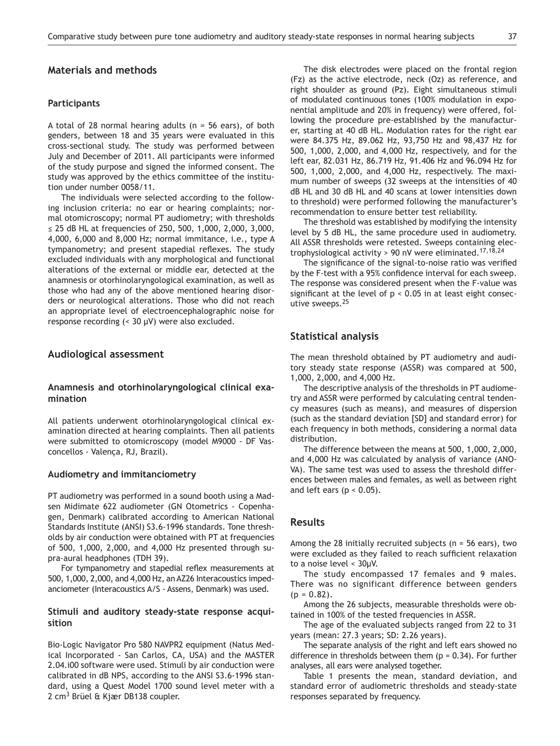## Materials and methods

### Participants

A total of 28 normal hearing adults (n = 56 ears), of both genders, between 18 and 35 years were evaluated in this cross-sectional study. The study was performed between July and December of 2011. All participants were informed of the study purpose and signed the informed consent. The study was approved by the ethics committee of the institution under number 0058/11.

The individuals were selected according to the following inclusion criteria: no ear or hearing complaints; normal otomicroscopy; normal PT audiometry; with thresholds ≤ 25 dB HL at frequencies of 250, 500, 1,000, 2,000, 3,000, 4,000, 6,000 and 8,000 Hz; normal immitance, i.e., type A tympanometry; and present stapedial reflexes. The study excluded individuals with any morphological and functional alterations of the external or middle ear, detected at the anamnesis or otorhinolaryngological examination, as well as those who had any of the above mentioned hearing disorders or neurological alterations. Those who did not reach an appropriate level of electroencephalographic noise for response recording (< 30 μV) were also excluded.

## Audiological assessment

### Anamnesis and otorhinolaryngological clinical examination

All patients underwent otorhinolaryngological clinical examination directed at hearing complaints. Then all patients were submitted to otomicroscopy (model M9000 - DF Vasconcellos - Valença, RJ, Brazil).

### Audiometry and immitanciometry

PT audiometry was performed in a sound booth using a Madsen Midimate 622 audiometer (GN Otometrics - Copenhagen, Denmark) calibrated according to American National Standards Institute (ANSI) S3.6-1996 standards. Tone thresholds by air conduction were obtained with PT at frequencies of 500, 1,000, 2,000, and 4,000 Hz presented through supra-aural headphones (TDH 39).

For tympanometry and stapedial reflex measurements at 500, 1,000, 2,000, and 4,000 Hz, an AZ26 Interacoustics impedanciometer (Interacoustics A/S - Assens, Denmark) was used.

### Stimuli and auditory steady-state response acquisition

Bio-Logic Navigator Pro 580 NAVPR2 equipment (Natus Medical Incorporated - San Carlos, CA, USA) and the MASTER 2.04.i00 software were used. Stimuli by air conduction were calibrated in dB NPS, according to the ANSI S3.6-1996 standard, using a Quest Model 1700 sound level meter with a 2 $cm^3$ Brüel & Kjær DB138 coupler.

The disk electrodes were placed on the frontal region (Fz) as the active electrode, neck (Oz) as reference, and right shoulder as ground (Pz). Eight simultaneous stimuli of modulated continuous tones (100% modulation in exponential amplitude and 20% in frequency) were offered, following the procedure pre-established by the manufacturer, starting at 40 dB HL. Modulation rates for the right ear were 84.375 Hz, 89.062 Hz, 93,750 Hz and 98,437 Hz for 500, 1,000, 2,000, and 4,000 Hz, respectively, and for the left ear, 82.031 Hz, 86.719 Hz, 91.406 Hz and 96.094 Hz for 500, 1,000, 2,000, and 4,000 Hz, respectively. The maximum number of sweeps (32 sweeps at the intensities of 40 dB HL and 30 dB HL and 40 scans at lower intensities down to threshold) were performed following the manufacturer's recommendation to ensure better test reliability.

The threshold was established by modifying the intensity level by 5 dB HL, the same procedure used in audiometry. All ASSR thresholds were retested. Sweeps containing electrophysiological activity > 90 nV were eliminated.[17,18,24]

The significance of the signal-to-noise ratio was verified by the F-test with a 95% confidence interval for each sweep. The response was considered present when the F-value was significant at the level of $p < 0.05$ in at least eight consecutive sweeps.[25]

## Statistical analysis

The mean threshold obtained by PT audiometry and auditory steady state response (ASSR) was compared at 500, 1,000, 2,000, and 4,000 Hz.

The descriptive analysis of the thresholds in PT audiometry and ASSR were performed by calculating central tendency measures (such as means), and measures of dispersion (such as the standard deviation [SD] and standard error) for each frequency in both methods, considering a normal data distribution.

The difference between the means at 500, 1,000, 2,000, and 4,000 Hz was calculated by analysis of variance (ANOVA). The same test was used to assess the threshold differences between males and females, as well as between right and left ears ($p < 0.05$).

## Results

Among the 28 initially recruited subjects (n = 56 ears), two were excluded as they failed to reach sufficient relaxation to a noise level < 30μV.

The study encompassed 17 females and 9 males. There was no significant difference between genders ($p = 0.82$).

Among the 26 subjects, measurable thresholds were obtained in 100% of the tested frequencies in ASSR.

The age of the evaluated subjects ranged from 22 to 31 years (mean: 27.3 years; SD: 2.26 years).

The separate analysis of the right and left ears showed no difference in thresholds between them ($p = 0.34$). For further analyses, all ears were analysed together.

Table 1 presents the mean, standard deviation, and standard error of audiometric thresholds and steady-state responses separated by frequency.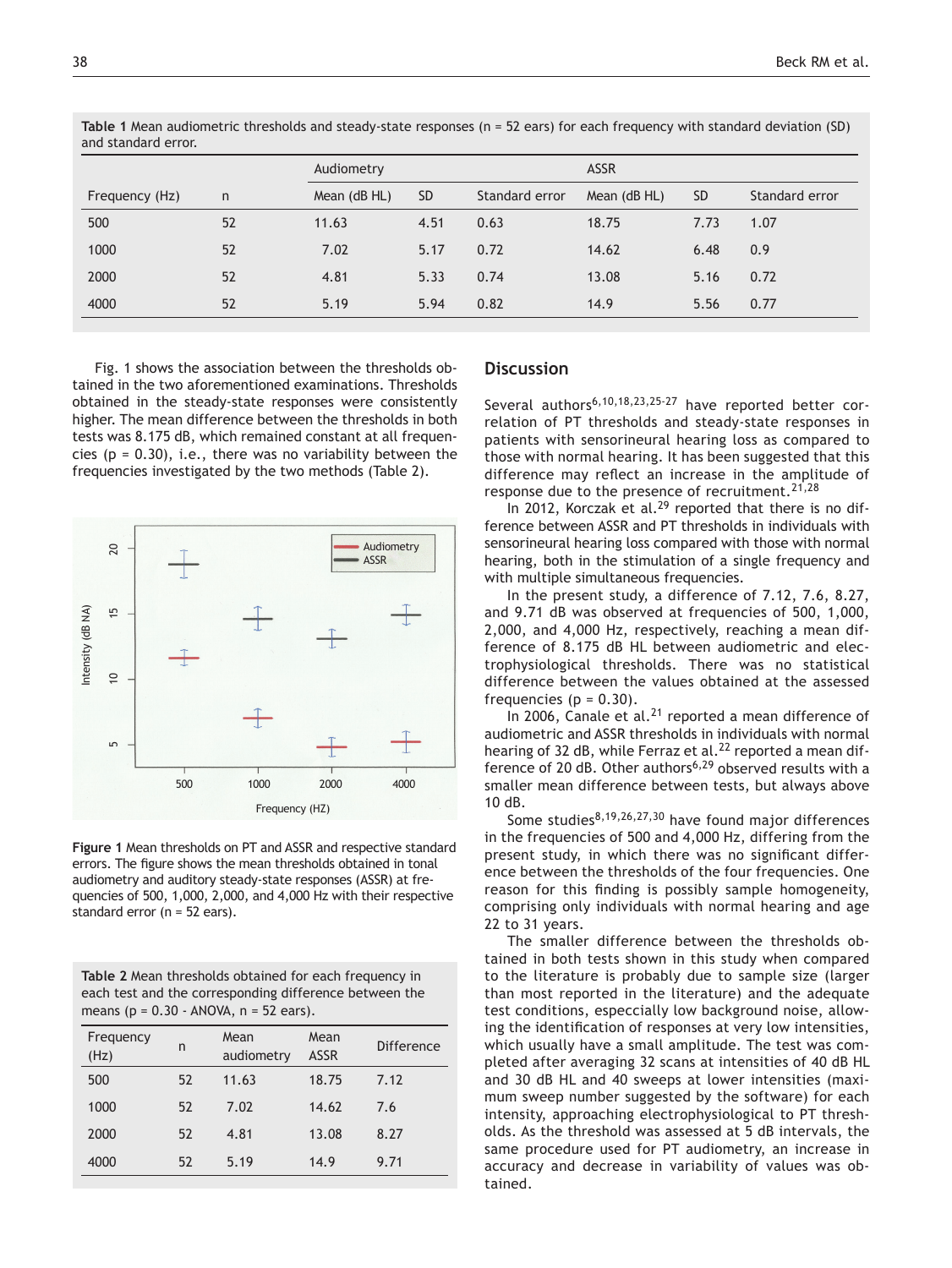**Table 1** Mean audiometric thresholds and steady-state responses (n = 52 ears) for each frequency with standard deviation (SD) and standard error.

| | | Audiometry | | | ASSR | | |
|---|---|---|---|---|---|---|---|
| Frequency (Hz) | n | Mean (dB HL) | SD | Standard error | Mean (dB HL) | SD | Standard error |
| 500 | 52 | 11.63 | 4.51 | 0.63 | 18.75 | 7.73 | 1.07 |
| 1000 | 52 | 7.02 | 5.17 | 0.72 | 14.62 | 6.48 | 0.9 |
| 2000 | 52 | 4.81 | 5.33 | 0.74 | 13.08 | 5.16 | 0.72 |
| 4000 | 52 | 5.19 | 5.94 | 0.82 | 14.9 | 5.56 | 0.77 |

Fig. 1 shows the association between the thresholds obtained in the two aforementioned examinations. Thresholds obtained in the steady-state responses were consistently higher. The mean difference between the thresholds in both tests was 8.175 dB, which remained constant at all frequencies (p = 0.30), i.e., there was no variability between the frequencies investigated by the two methods (Table 2).

**Figure 1** Mean thresholds on PT and ASSR and respective standard errors. The figure shows the mean thresholds obtained in tonal audiometry and auditory steady-state responses (ASSR) at frequencies of 500, 1,000, 2,000, and 4,000 Hz with their respective standard error (n = 52 ears).

**Table 2** Mean thresholds obtained for each frequency in each test and the corresponding difference between the means (p = 0.30 - ANOVA, n = 52 ears).

| Frequency (Hz) | n | Mean audiometry | Mean ASSR | Difference |
|---|---|---|---|---|
| 500 | 52 | 11.63 | 18.75 | 7.12 |
| 1000 | 52 | 7.02 | 14.62 | 7.6 |
| 2000 | 52 | 4.81 | 13.08 | 8.27 |
| 4000 | 52 | 5.19 | 14.9 | 9.71 |

## Discussion

Several authors[6,10,18,23,25-27] have reported better correlation of PT thresholds and steady-state responses in patients with sensorineural hearing loss as compared to those with normal hearing. It has been suggested that this difference may reflect an increase in the amplitude of response due to the presence of recruitment.[21,28]

In 2012, Korczak et al.[29] reported that there is no difference between ASSR and PT thresholds in individuals with sensorineural hearing loss compared with those with normal hearing, both in the stimulation of a single frequency and with multiple simultaneous frequencies.

In the present study, a difference of 7.12, 7.6, 8.27, and 9.71 dB was observed at frequencies of 500, 1,000, 2,000, and 4,000 Hz, respectively, reaching a mean difference of 8.175 dB HL between audiometric and electrophysiological thresholds. There was no statistical difference between the values obtained at the assessed frequencies (p = 0.30).

In 2006, Canale et al.[21] reported a mean difference of audiometric and ASSR thresholds in individuals with normal hearing of 32 dB, while Ferraz et al.[22] reported a mean difference of 20 dB. Other authors[6,29] observed results with a smaller mean difference between tests, but always above 10 dB.

Some studies[8,19,26,27,30] have found major differences in the frequencies of 500 and 4,000 Hz, differing from the present study, in which there was no significant difference between the thresholds of the four frequencies. One reason for this finding is possibly sample homogeneity, comprising only individuals with normal hearing and age 22 to 31 years.

The smaller difference between the thresholds obtained in both tests shown in this study when compared to the literature is probably due to sample size (larger than most reported in the literature) and the adequate test conditions, especially low background noise, allowing the identification of responses at very low intensities, which usually have a small amplitude. The test was completed after averaging 32 scans at intensities of 40 dB HL and 30 dB HL and 40 sweeps at lower intensities (maximum sweep number suggested by the software) for each intensity, approaching electrophysiological to PT thresholds. As the threshold was assessed at 5 dB intervals, the same procedure used for PT audiometry, an increase in accuracy and decrease in variability of values was obtained.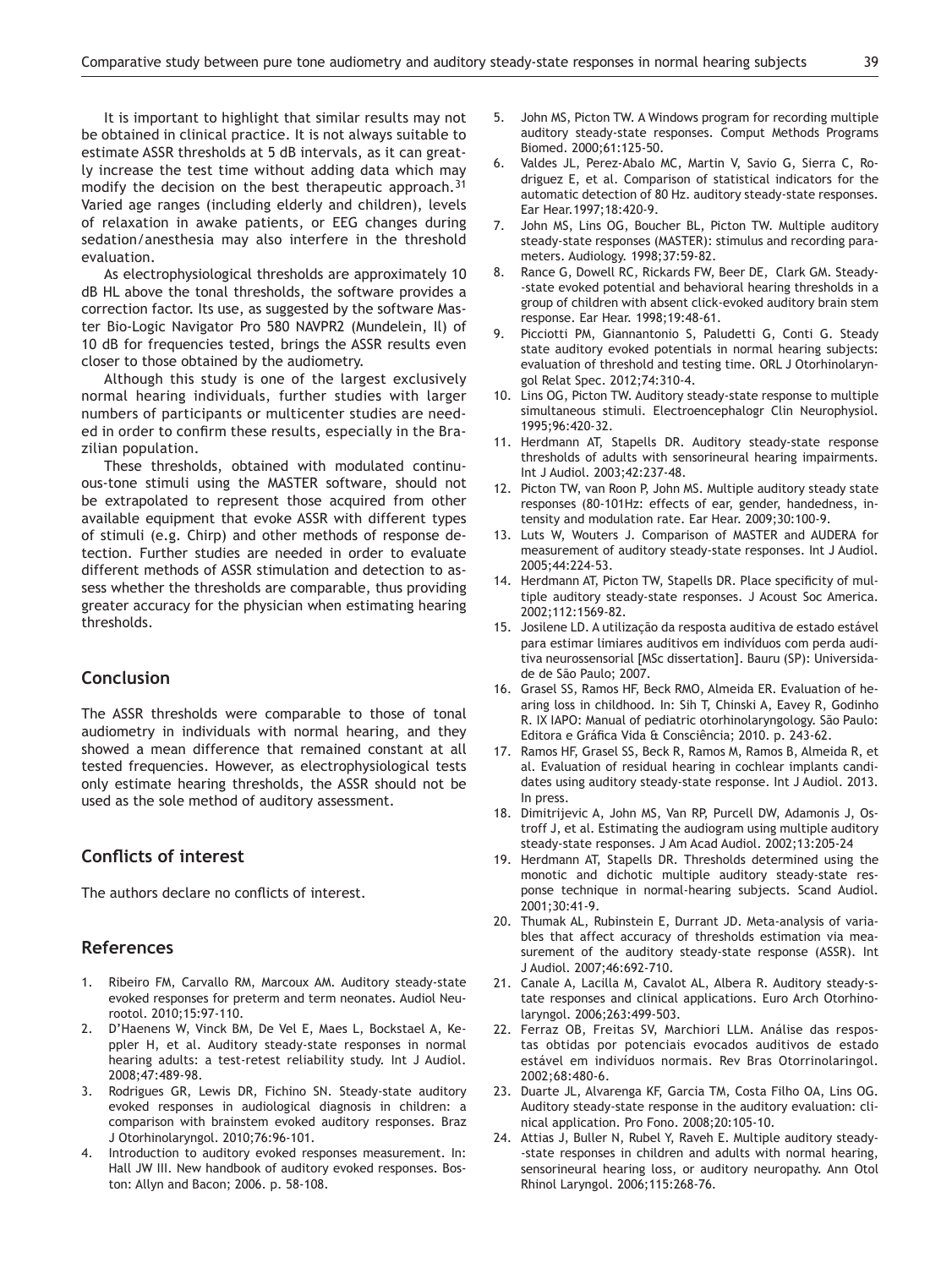It is important to highlight that similar results may not be obtained in clinical practice. It is not always suitable to estimate ASSR thresholds at 5 dB intervals, as it can greatly increase the test time without adding data which may modify the decision on the best therapeutic approach.[31] Varied age ranges (including elderly and children), levels of relaxation in awake patients, or EEG changes during sedation/anesthesia may also interfere in the threshold evaluation.

As electrophysiological thresholds are approximately 10 dB HL above the tonal thresholds, the software provides a correction factor. Its use, as suggested by the software Master Bio-Logic Navigator Pro 580 NAVPR2 (Mundelein, Il) of 10 dB for frequencies tested, brings the ASSR results even closer to those obtained by the audiometry.

Although this study is one of the largest exclusively normal hearing individuals, further studies with larger numbers of participants or multicenter studies are needed in order to confirm these results, especially in the Brazilian population.

These thresholds, obtained with modulated continuous-tone stimuli using the MASTER software, should not be extrapolated to represent those acquired from other available equipment that evoke ASSR with different types of stimuli (e.g. Chirp) and other methods of response detection. Further studies are needed in order to evaluate different methods of ASSR stimulation and detection to assess whether the thresholds are comparable, thus providing greater accuracy for the physician when estimating hearing thresholds.

## Conclusion

The ASSR thresholds were comparable to those of tonal audiometry in individuals with normal hearing, and they showed a mean difference that remained constant at all tested frequencies. However, as electrophysiological tests only estimate hearing thresholds, the ASSR should not be used as the sole method of auditory assessment.

## Conflicts of interest

The authors declare no conflicts of interest.

## References

1. Ribeiro FM, Carvallo RM, Marcoux AM. Auditory steady-state evoked responses for preterm and term neonates. Audiol Neurootol. 2010;15:97-110.
2. D'Haenens W, Vinck BM, De Vel E, Maes L, Bockstael A, Keppler H, et al. Auditory steady-state responses in normal hearing adults: a test-retest reliability study. Int J Audiol. 2008;47:489-98.
3. Rodrigues GR, Lewis DR, Fichino SN. Steady-state auditory evoked responses in audiological diagnosis in children: a comparison with brainstem evoked auditory responses. Braz J Otorhinolaryngol. 2010;76:96-101.
4. Introduction to auditory evoked responses measurement. In: Hall JW III. New handbook of auditory evoked responses. Boston: Allyn and Bacon; 2006. p. 58-108.
5. John MS, Picton TW. A Windows program for recording multiple auditory steady-state responses. Comput Methods Programs Biomed. 2000;61:125-50.
6. Valdes JL, Perez-Abalo MC, Martin V, Savio G, Sierra C, Rodriguez E, et al. Comparison of statistical indicators for the automatic detection of 80 Hz. auditory steady-state responses. Ear Hear.1997;18:420-9.
7. John MS, Lins OG, Boucher BL, Picton TW. Multiple auditory steady-state responses (MASTER): stimulus and recording parameters. Audiology. 1998;37:59-82.
8. Rance G, Dowell RC, Rickards FW, Beer DE, Clark GM. Steady--state evoked potential and behavioral hearing thresholds in a group of children with absent click-evoked auditory brain stem response. Ear Hear. 1998;19:48-61.
9. Picciotti PM, Giannantonio S, Paludetti G, Conti G. Steady state auditory evoked potentials in normal hearing subjects: evaluation of threshold and testing time. ORL J Otorhinolaryngol Relat Spec. 2012;74:310-4.
10. Lins OG, Picton TW. Auditory steady-state response to multiple simultaneous stimuli. Electroencephalogr Clin Neurophysiol. 1995;96:420-32.
11. Herdmann AT, Stapells DR. Auditory steady-state response thresholds of adults with sensorineural hearing impairments. Int J Audiol. 2003;42:237-48.
12. Picton TW, van Roon P, John MS. Multiple auditory steady state responses (80-101Hz: effects of ear, gender, handedness, intensity and modulation rate. Ear Hear. 2009;30:100-9.
13. Luts W, Wouters J. Comparison of MASTER and AUDERA for measurement of auditory steady-state responses. Int J Audiol. 2005;44:224-53.
14. Herdmann AT, Picton TW, Stapells DR. Place specificity of multiple auditory steady-state responses. J Acoust Soc America. 2002;112:1569-82.
15. Josilene LD. A utilização da resposta auditiva de estado estável para estimar limiares auditivos em indivíduos com perda auditiva neurossensorial [MSc dissertation]. Bauru (SP): Universidade de São Paulo; 2007.
16. Grasel SS, Ramos HF, Beck RMO, Almeida ER. Evaluation of hearing loss in childhood. In: Sih T, Chinski A, Eavey R, Godinho R. IX IAPO: Manual of pediatric otorhinolaryngology. São Paulo: Editora e Gráfica Vida & Consciência; 2010. p. 243-62.
17. Ramos HF, Grasel SS, Beck R, Ramos M, Ramos B, Almeida R, et al. Evaluation of residual hearing in cochlear implants candidates using auditory steady-state response. Int J Audiol. 2013. In press.
18. Dimitrijevic A, John MS, Van RP, Purcell DW, Adamonis J, Ostroff J, et al. Estimating the audiogram using multiple auditory steady-state responses. J Am Acad Audiol. 2002;13:205-24
19. Herdmann AT, Stapells DR. Thresholds determined using the monotic and dichotic multiple auditory steady-state response technique in normal-hearing subjects. Scand Audiol. 2001;30:41-9.
20. Thumak AL, Rubinstein E, Durrant JD. Meta-analysis of variables that affect accuracy of thresholds estimation via measurement of the auditory steady-state response (ASSR). Int J Audiol. 2007;46:692-710.
21. Canale A, Lacilla M, Cavalot AL, Albera R. Auditory steady-state responses and clinical applications. Euro Arch Otorhinolaryngol. 2006;263:499-503.
22. Ferraz OB, Freitas SV, Marchiori LLM. Análise das respostas obtidas por potenciais evocados auditivos de estado estável em indivíduos normais. Rev Bras Otorrinolaringol. 2002;68:480-6.
23. Duarte JL, Alvarenga KF, Garcia TM, Costa Filho OA, Lins OG. Auditory steady-state response in the auditory evaluation: clinical application. Pro Fono. 2008;20:105-10.
24. Attias J, Buller N, Rubel Y, Raveh E. Multiple auditory steady--state responses in children and adults with normal hearing, sensorineural hearing loss, or auditory neuropathy. Ann Otol Rhinol Laryngol. 2006;115:268-76.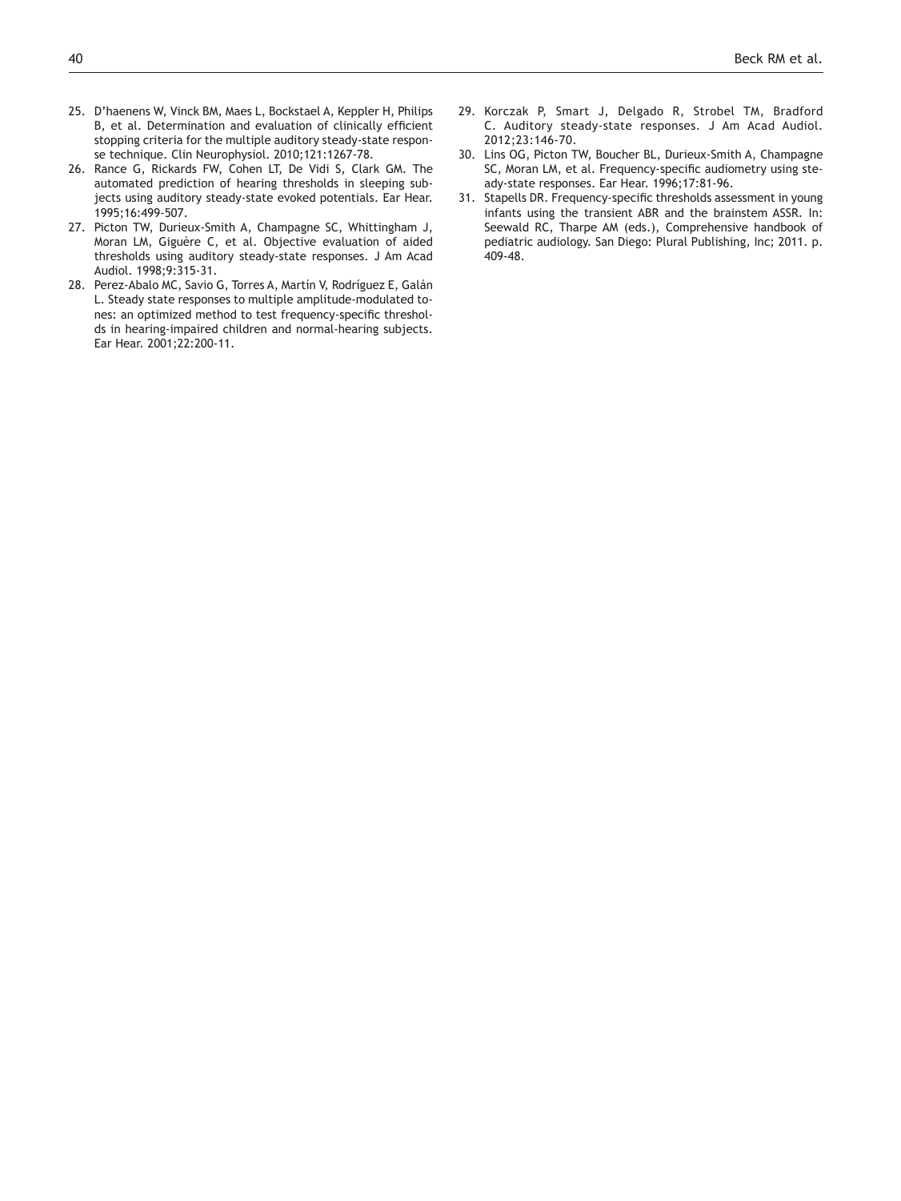25. D'haenens W, Vinck BM, Maes L, Bockstael A, Keppler H, Philips B, et al. Determination and evaluation of clinically efficient stopping criteria for the multiple auditory steady-state response technique. Clin Neurophysiol. 2010;121:1267-78.
26. Rance G, Rickards FW, Cohen LT, De Vidi S, Clark GM. The automated prediction of hearing thresholds in sleeping subjects using auditory steady-state evoked potentials. Ear Hear. 1995;16:499-507.
27. Picton TW, Durieux-Smith A, Champagne SC, Whittingham J, Moran LM, Giguère C, et al. Objective evaluation of aided thresholds using auditory steady-state responses. J Am Acad Audiol. 1998;9:315-31.
28. Perez-Abalo MC, Savio G, Torres A, Martín V, Rodríguez E, Galán L. Steady state responses to multiple amplitude-modulated tones: an optimized method to test frequency-specific thresholds in hearing-impaired children and normal-hearing subjects. Ear Hear. 2001;22:200-11.
29. Korczak P, Smart J, Delgado R, Strobel TM, Bradford C. Auditory steady-state responses. J Am Acad Audiol. 2012;23:146-70.
30. Lins OG, Picton TW, Boucher BL, Durieux-Smith A, Champagne SC, Moran LM, et al. Frequency-specific audiometry using steady-state responses. Ear Hear. 1996;17:81-96.
31. Stapells DR. Frequency-specific thresholds assessment in young infants using the transient ABR and the brainstem ASSR. In: Seewald RC, Tharpe AM (eds.), Comprehensive handbook of pediatric audiology. San Diego: Plural Publishing, Inc; 2011. p. 409-48.